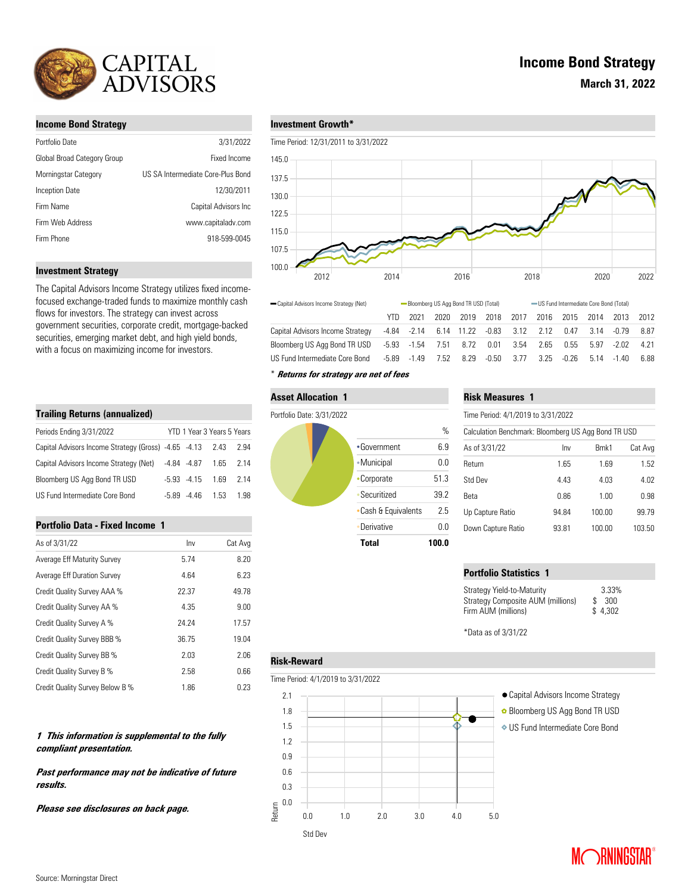# CAPITAL ADVISORS

# Income Bond Strategy

**March 31, 2022**

## Income Bond Strategy

| | |
|---|---|
| Portfolio Date | 3/31/2022 |
| Global Broad Category Group | Fixed Income |
| Morningstar Category | US SA Intermediate Core-Plus Bond |
| Inception Date | 12/30/2011 |
| Firm Name | Capital Advisors Inc |
| Firm Web Address | www.capitaladv.com |
| Firm Phone | 918-599-0045 |

## Investment Strategy

The Capital Advisors Income Strategy utilizes fixed income-focused exchange-traded funds to maximize monthly cash flows for investors. The strategy can invest across government securities, corporate credit, mortgage-backed securities, emerging market debt, and high yield bonds, with a focus on maximizing income for investors.

## Investment Growth*

Time Period: 12/31/2011 to 3/31/2022

Capital Advisors Income Strategy (Net) — Bloomberg US Agg Bond TR USD (Total) — US Fund Intermediate Core Bond (Total)

| | YTD | 2021 | 2020 | 2019 | 2018 | 2017 | 2016 | 2015 | 2014 | 2013 | 2012 |
|---|---|---|---|---|---|---|---|---|---|---|---|
| Capital Advisors Income Strategy | -4.84 | -2.14 | 6.14 | 11.22 | -0.83 | 3.12 | 2.12 | 0.47 | 3.14 | -0.79 | 8.87 |
| Bloomberg US Agg Bond TR USD | -5.93 | -1.54 | 7.51 | 8.72 | 0.01 | 3.54 | 2.65 | 0.55 | 5.97 | -2.02 | 4.21 |
| US Fund Intermediate Core Bond | -5.89 | -1.49 | 7.52 | 8.29 | -0.50 | 3.77 | 3.25 | -0.26 | 5.14 | -1.40 | 6.88 |

\* ***Returns for strategy are net of fees***

## Trailing Returns (annualized)

| Periods Ending 3/31/2022 | YTD | 1 Year | 3 Years | 5 Years |
|---|---|---|---|---|
| Capital Advisors Income Strategy (Gross) | -4.65 | -4.13 | 2.43 | 2.94 |
| Capital Advisors Income Strategy (Net) | -4.84 | -4.87 | 1.65 | 2.14 |
| Bloomberg US Agg Bond TR USD | -5.93 | -4.15 | 1.69 | 2.14 |
| US Fund Intermediate Core Bond | -5.89 | -4.46 | 1.53 | 1.98 |

## Portfolio Data - Fixed Income 1

| As of 3/31/22 | Inv | Cat Avg |
|---|---|---|
| Average Eff Maturity Survey | 5.74 | 8.20 |
| Average Eff Duration Survey | 4.64 | 6.23 |
| Credit Quality Survey AAA % | 22.37 | 49.78 |
| Credit Quality Survey AA % | 4.35 | 9.00 |
| Credit Quality Survey A % | 24.24 | 17.57 |
| Credit Quality Survey BBB % | 36.75 | 19.04 |
| Credit Quality Survey BB % | 2.03 | 2.06 |
| Credit Quality Survey B % | 2.58 | 0.66 |
| Credit Quality Survey Below B % | 1.86 | 0.23 |

## Asset Allocation 1

Portfolio Date: 3/31/2022

| | % |
|---|---|
| Government | 6.9 |
| Municipal | 0.0 |
| Corporate | 51.3 |
| Securitized | 39.2 |
| Cash & Equivalents | 2.5 |
| Derivative | 0.0 |
| **Total** | **100.0** |

## Risk Measures 1

Time Period: 4/1/2019 to 3/31/2022

Calculation Benchmark: Bloomberg US Agg Bond TR USD

| As of 3/31/22 | Inv | Bmk1 | Cat Avg |
|---|---|---|---|
| Return | 1.65 | 1.69 | 1.52 |
| Std Dev | 4.43 | 4.03 | 4.02 |
| Beta | 0.86 | 1.00 | 0.98 |
| Up Capture Ratio | 94.84 | 100.00 | 99.79 |
| Down Capture Ratio | 93.81 | 100.00 | 103.50 |

## Portfolio Statistics 1

| | |
|---|---|
| Strategy Yield-to-Maturity | 3.33% |
| Strategy Composite AUM (millions) | $ 300 |
| Firm AUM (millions) | $ 4,302 |

*Data as of 3/31/22

## Risk-Reward

Time Period: 4/1/2019 to 3/31/2022

- Capital Advisors Income Strategy
- Bloomberg US Agg Bond TR USD
- US Fund Intermediate Core Bond

***1 This information is supplemental to the fully compliant presentation.***

***Past performance may not be indicative of future results.***

***Please see disclosures on back page.***

Source: Morningstar Direct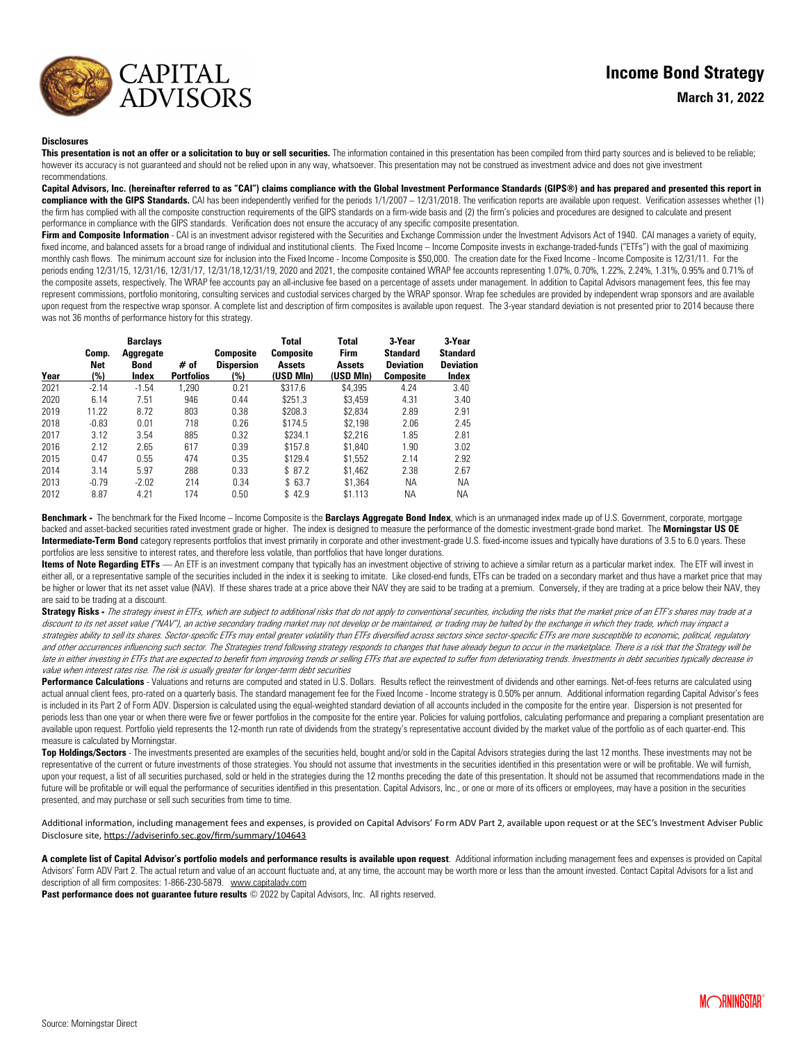# Income Bond Strategy

**March 31, 2022**

### Disclosures

**This presentation is not an offer or a solicitation to buy or sell securities.** The information contained in this presentation has been compiled from third party sources and is believed to be reliable; however its accuracy is not guaranteed and should not be relied upon in any way, whatsoever. This presentation may not be construed as investment advice and does not give investment recommendations.

**Capital Advisors, Inc. (hereinafter referred to as "CAI") claims compliance with the Global Investment Performance Standards (GIPS®) and has prepared and presented this report in compliance with the GIPS Standards.** CAI has been independently verified for the periods 1/1/2007 – 12/31/2018. The verification reports are available upon request. Verification assesses whether (1) the firm has complied with all the composite construction requirements of the GIPS standards on a firm-wide basis and (2) the firm's policies and procedures are designed to calculate and present performance in compliance with the GIPS standards. Verification does not ensure the accuracy of any specific composite presentation.

**Firm and Composite Information** - CAI is an investment advisor registered with the Securities and Exchange Commission under the Investment Advisors Act of 1940. CAI manages a variety of equity, fixed income, and balanced assets for a broad range of individual and institutional clients. The Fixed Income – Income Composite invests in exchange-traded-funds ("ETFs") with the goal of maximizing monthly cash flows. The minimum account size for inclusion into the Fixed Income - Income Composite is $50,000. The creation date for the Fixed Income - Income Composite is 12/31/11. For the periods ending 12/31/15, 12/31/16, 12/31/17, 12/31/18,12/31/19, 2020 and 2021, the composite contained WRAP fee accounts representing 1.07%, 0.70%, 1.22%, 2.24%, 1.31%, 0.95% and 0.71% of the composite assets, respectively. The WRAP fee accounts pay an all-inclusive fee based on a percentage of assets under management. In addition to Capital Advisors management fees, this fee may represent commissions, portfolio monitoring, consulting services and custodial services charged by the WRAP sponsor. Wrap fee schedules are provided by independent wrap sponsors and are available upon request from the respective wrap sponsor. A complete list and description of firm composites is available upon request. The 3-year standard deviation is not presented prior to 2014 because there was not 36 months of performance history for this strategy.

| Year | Comp. Net (%) | Barclays Aggregate Bond Index | # of Portfolios | Composite Dispersion (%) | Total Composite Assets (USD Mln) | Total Firm Assets (USD Mln) | 3-Year Standard Deviation Composite | 3-Year Standard Deviation Index |
|---|---|---|---|---|---|---|---|---|
| 2021 | -2.14 | -1.54 | 1,290 | 0.21 | $317.6 | $4,395 | 4.24 | 3.40 |
| 2020 | 6.14 | 7.51 | 946 | 0.44 | $251.3 | $3,459 | 4.31 | 3.40 |
| 2019 | 11.22 | 8.72 | 803 | 0.38 | $208.3 | $2,834 | 2.89 | 2.91 |
| 2018 | -0.83 | 0.01 | 718 | 0.26 | $174.5 | $2,198 | 2.06 | 2.45 |
| 2017 | 3.12 | 3.54 | 885 | 0.32 | $234.1 | $2,216 | 1.85 | 2.81 |
| 2016 | 2.12 | 2.65 | 617 | 0.39 | $157.8 | $1,840 | 1.90 | 3.02 |
| 2015 | 0.47 | 0.55 | 474 | 0.35 | $129.4 | $1,552 | 2.14 | 2.92 |
| 2014 | 3.14 | 5.97 | 288 | 0.33 | $ 87.2 | $1,462 | 2.38 | 2.67 |
| 2013 | -0.79 | -2.02 | 214 | 0.34 | $ 63.7 | $1,364 | NA | NA |
| 2012 | 8.87 | 4.21 | 174 | 0.50 | $ 42.9 | $1.113 | NA | NA |

**Benchmark -** The benchmark for the Fixed Income – Income Composite is the **Barclays Aggregate Bond Index**, which is an unmanaged index made up of U.S. Government, corporate, mortgage backed and asset-backed securities rated investment grade or higher. The index is designed to measure the performance of the domestic investment-grade bond market. The **Morningstar US OE Intermediate-Term Bond** category represents portfolios that invest primarily in corporate and other investment-grade U.S. fixed-income issues and typically have durations of 3.5 to 6.0 years. These portfolios are less sensitive to interest rates, and therefore less volatile, than portfolios that have longer durations.

**Items of Note Regarding ETFs** — An ETF is an investment company that typically has an investment objective of striving to achieve a similar return as a particular market index. The ETF will invest in either all, or a representative sample of the securities included in the index it is seeking to imitate. Like closed-end funds, ETFs can be traded on a secondary market and thus have a market price that may be higher or lower that its net asset value (NAV). If these shares trade at a price above their NAV they are said to be trading at a premium. Conversely, if they are trading at a price below their NAV, they are said to be trading at a discount.

**Strategy Risks -** *The strategy invest in ETFs, which are subject to additional risks that do not apply to conventional securities, including the risks that the market price of an ETF's shares may trade at a discount to its net asset value ("NAV"), an active secondary trading market may not develop or be maintained, or trading may be halted by the exchange in which they trade, which may impact a strategies ability to sell its shares. Sector-specific ETFs may entail greater volatility than ETFs diversified across sectors since sector-specific ETFs are more susceptible to economic, political, regulatory and other occurrences influencing such sector. The Strategies trend following strategy responds to changes that have already begun to occur in the marketplace. There is a risk that the Strategy will be late in either investing in ETFs that are expected to benefit from improving trends or selling ETFs that are expected to suffer from deteriorating trends. Investments in debt securities typically decrease in value when interest rates rise. The risk is usually greater for longer-term debt securities*

**Performance Calculations** - Valuations and returns are computed and stated in U.S. Dollars. Results reflect the reinvestment of dividends and other earnings. Net-of-fees returns are calculated using actual annual client fees, pro-rated on a quarterly basis. The standard management fee for the Fixed Income - Income strategy is 0.50% per annum. Additional information regarding Capital Advisor's fees is included in its Part 2 of Form ADV. Dispersion is calculated using the equal-weighted standard deviation of all accounts included in the composite for the entire year. Dispersion is not presented for periods less than one year or when there were five or fewer portfolios in the composite for the entire year. Policies for valuing portfolios, calculating performance and preparing a compliant presentation are available upon request. Portfolio yield represents the 12-month run rate of dividends from the strategy's representative account divided by the market value of the portfolio as of each quarter-end. This measure is calculated by Morningstar.

**Top Holdings/Sectors** - The investments presented are examples of the securities held, bought and/or sold in the Capital Advisors strategies during the last 12 months. These investments may not be representative of the current or future investments of those strategies. You should not assume that investments in the securities identified in this presentation were or will be profitable. We will furnish, upon your request, a list of all securities purchased, sold or held in the strategies during the 12 months preceding the date of this presentation. It should not be assumed that recommendations made in the future will be profitable or will equal the performance of securities identified in this presentation. Capital Advisors, Inc., or one or more of its officers or employees, may have a position in the securities presented, and may purchase or sell such securities from time to time.

Additional information, including management fees and expenses, is provided on Capital Advisors' Form ADV Part 2, available upon request or at the SEC's Investment Adviser Public Disclosure site, https://adviserinfo.sec.gov/firm/summary/104643

**A complete list of Capital Advisor's portfolio models and performance results is available upon request**. Additional information including management fees and expenses is provided on Capital Advisors' Form ADV Part 2. The actual return and value of an account fluctuate and, at any time, the account may be worth more or less than the amount invested. Contact Capital Advisors for a list and description of all firm composites: 1-866-230-5879. www.capitaladv.com

**Past performance does not guarantee future results** © 2022 by Capital Advisors, Inc. All rights reserved.

Source: Morningstar Direct